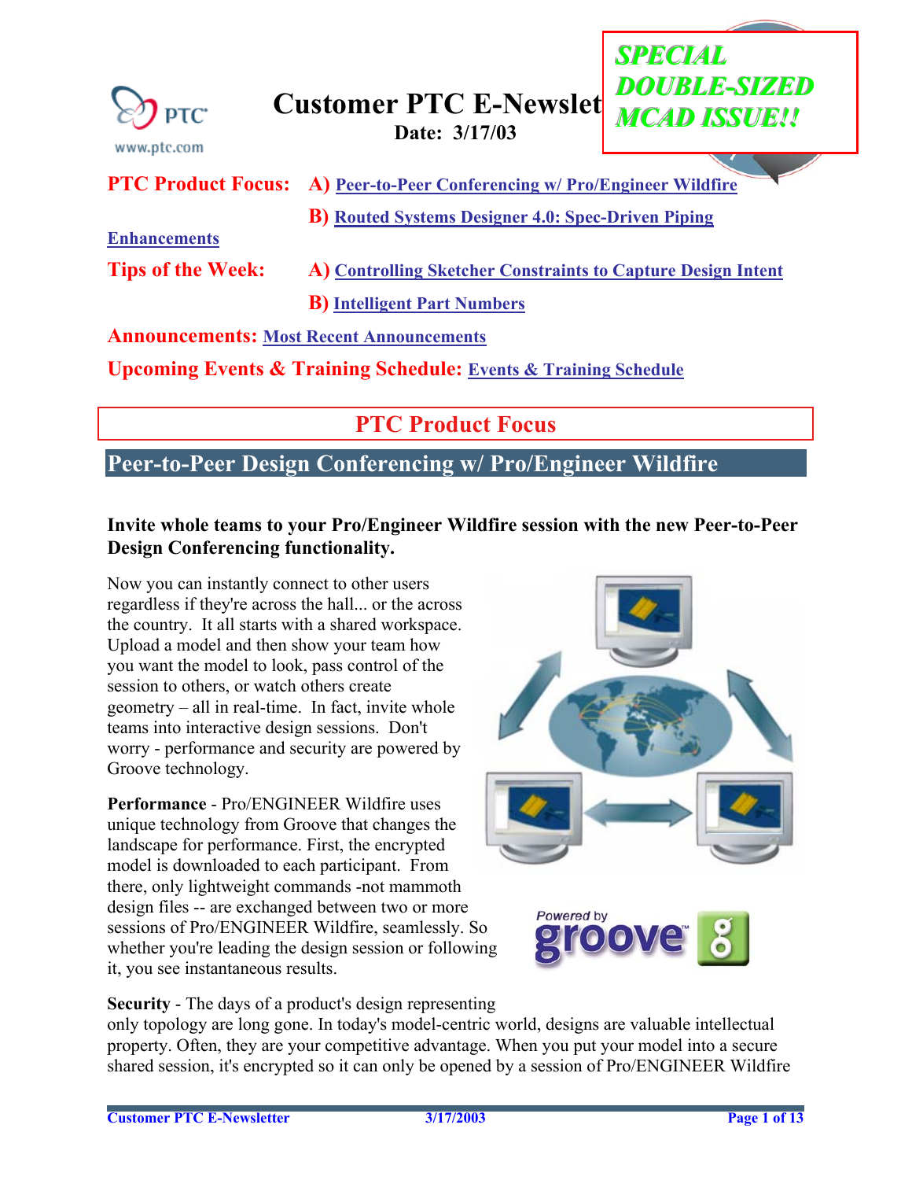# Customer PTC E-Newsletter

**Date: 3/17/03**

***SPECIAL DOUBLE-SIZED MCAD ISSUE!!***

**PTC Product Focus:** **A)** Peer-to-Peer Conferencing w/ Pro/Engineer Wildfire

**B)** Routed Systems Designer 4.0: Spec-Driven Piping Enhancements

**Tips of the Week:** **A)** Controlling Sketcher Constraints to Capture Design Intent

**B)** Intelligent Part Numbers

**Announcements:** Most Recent Announcements

**Upcoming Events & Training Schedule:** Events & Training Schedule

## PTC Product Focus

### Peer-to-Peer Design Conferencing w/ Pro/Engineer Wildfire

**Invite whole teams to your Pro/Engineer Wildfire session with the new Peer-to-Peer Design Conferencing functionality.**

Now you can instantly connect to other users regardless if they're across the hall... or the across the country. It all starts with a shared workspace. Upload a model and then show your team how you want the model to look, pass control of the session to others, or watch others create geometry – all in real-time. In fact, invite whole teams into interactive design sessions. Don't worry - performance and security are powered by Groove technology.

**Performance** - Pro/ENGINEER Wildfire uses unique technology from Groove that changes the landscape for performance. First, the encrypted model is downloaded to each participant. From there, only lightweight commands -not mammoth design files -- are exchanged between two or more sessions of Pro/ENGINEER Wildfire, seamlessly. So whether you're leading the design session or following it, you see instantaneous results.

**Security** - The days of a product's design representing only topology are long gone. In today's model-centric world, designs are valuable intellectual property. Often, they are your competitive advantage. When you put your model into a secure shared session, it's encrypted so it can only be opened by a session of Pro/ENGINEER Wildfire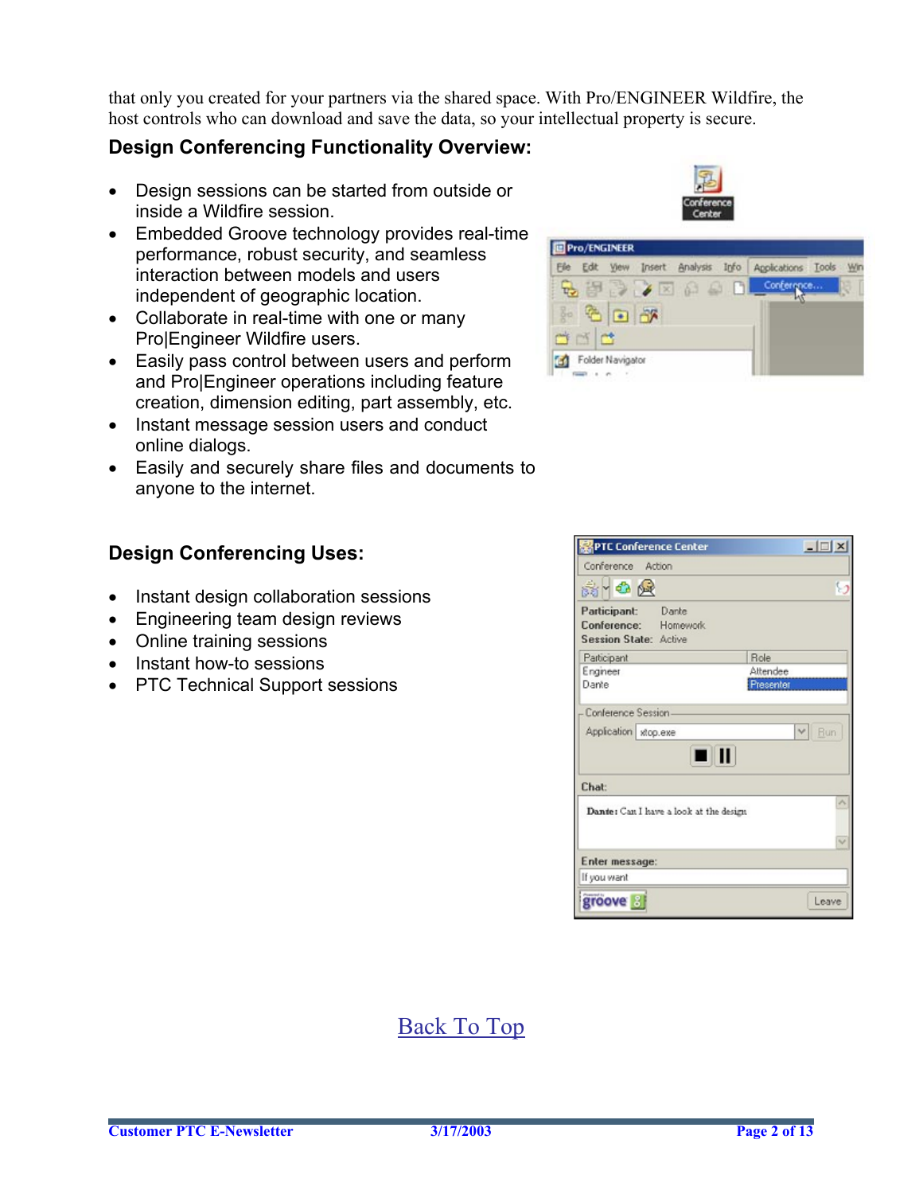that only you created for your partners via the shared space. With Pro/ENGINEER Wildfire, the host controls who can download and save the data, so your intellectual property is secure.

## Design Conferencing Functionality Overview:

- Design sessions can be started from outside or inside a Wildfire session.
- Embedded Groove technology provides real-time performance, robust security, and seamless interaction between models and users independent of geographic location.
- Collaborate in real-time with one or many Pro|Engineer Wildfire users.
- Easily pass control between users and perform and Pro|Engineer operations including feature creation, dimension editing, part assembly, etc.
- Instant message session users and conduct online dialogs.
- Easily and securely share files and documents to anyone to the internet.

## Design Conferencing Uses:

- Instant design collaboration sessions
- Engineering team design reviews
- Online training sessions
- Instant how-to sessions
- PTC Technical Support sessions

Back To Top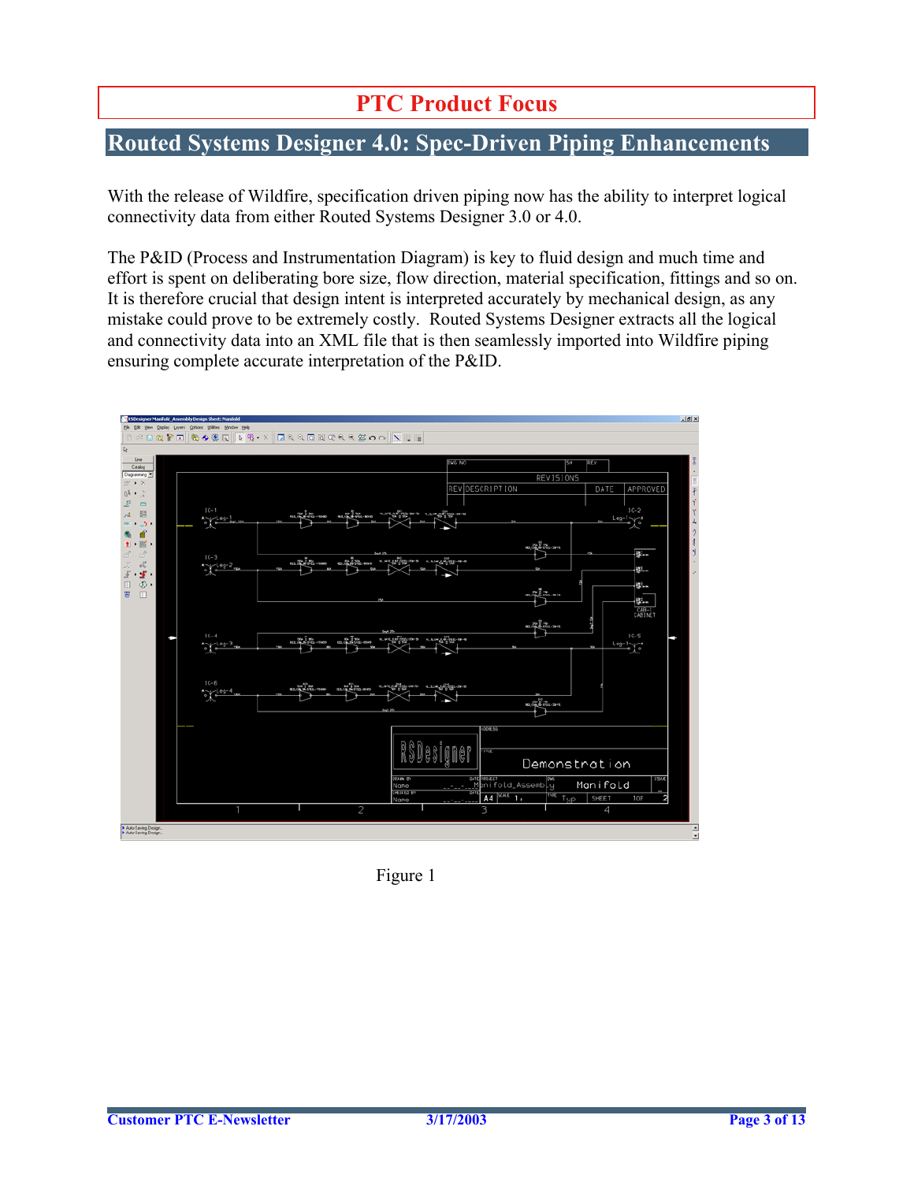# PTC Product Focus

## Routed Systems Designer 4.0: Spec-Driven Piping Enhancements

With the release of Wildfire, specification driven piping now has the ability to interpret logical connectivity data from either Routed Systems Designer 3.0 or 4.0.

The P&ID (Process and Instrumentation Diagram) is key to fluid design and much time and effort is spent on deliberating bore size, flow direction, material specification, fittings and so on. It is therefore crucial that design intent is interpreted accurately by mechanical design, as any mistake could prove to be extremely costly. Routed Systems Designer extracts all the logical and connectivity data into an XML file that is then seamlessly imported into Wildfire piping ensuring complete accurate interpretation of the P&ID.

Figure 1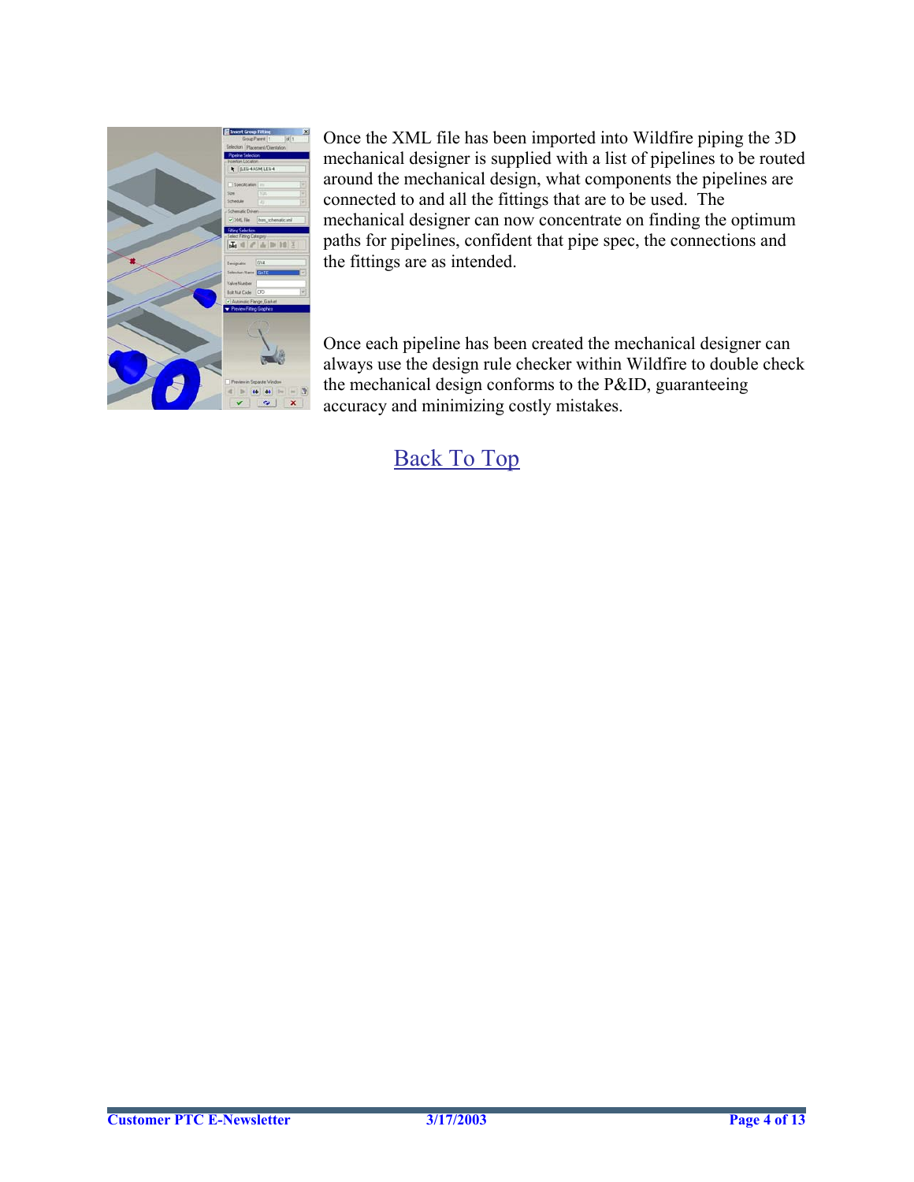Once the XML file has been imported into Wildfire piping the 3D mechanical designer is supplied with a list of pipelines to be routed around the mechanical design, what components the pipelines are connected to and all the fittings that are to be used. The mechanical designer can now concentrate on finding the optimum paths for pipelines, confident that pipe spec, the connections and the fittings are as intended.

Once each pipeline has been created the mechanical designer can always use the design rule checker within Wildfire to double check the mechanical design conforms to the P&ID, guaranteeing accuracy and minimizing costly mistakes.

Back To Top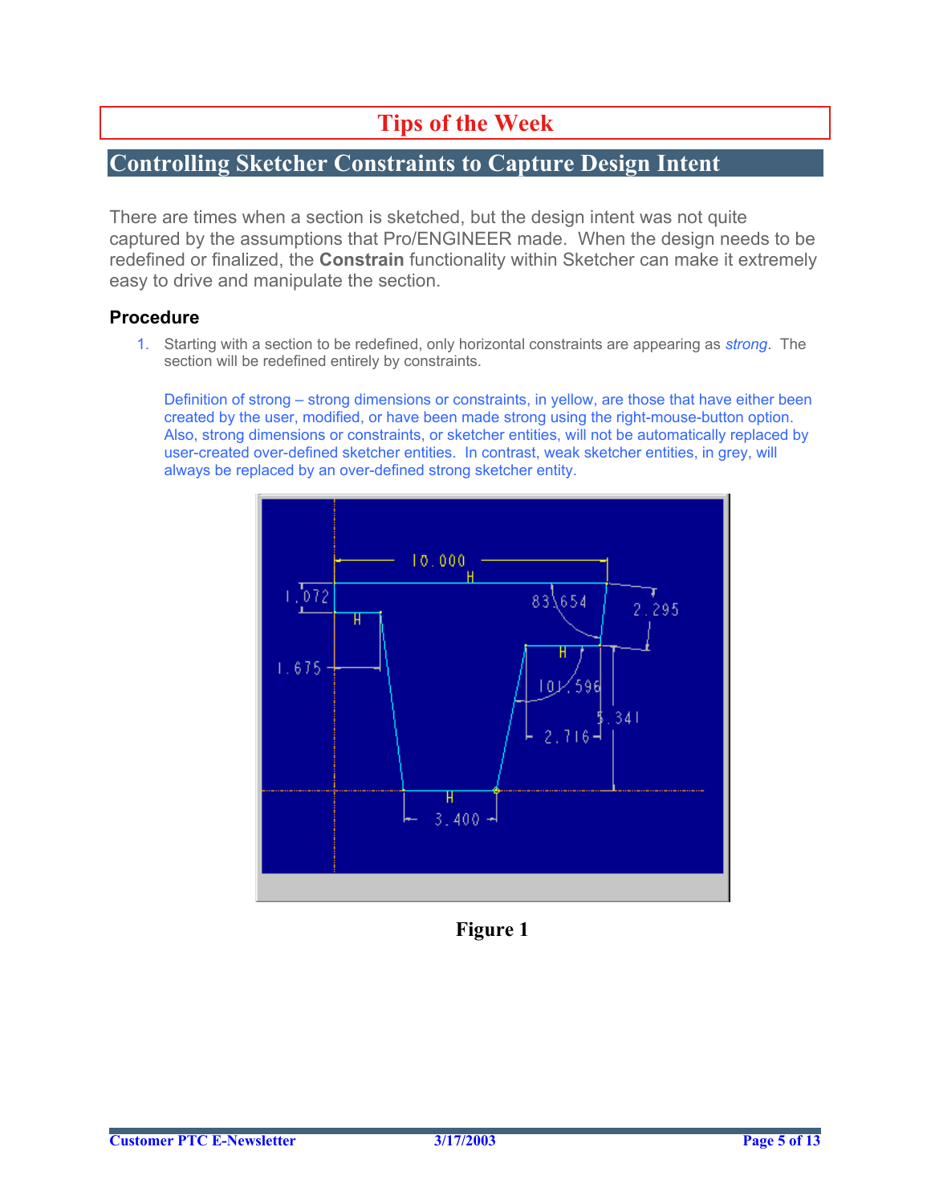# Tips of the Week

## Controlling Sketcher Constraints to Capture Design Intent

There are times when a section is sketched, but the design intent was not quite captured by the assumptions that Pro/ENGINEER made. When the design needs to be redefined or finalized, the **Constrain** functionality within Sketcher can make it extremely easy to drive and manipulate the section.

### Procedure

1. Starting with a section to be redefined, only horizontal constraints are appearing as *strong*. The section will be redefined entirely by constraints.

   Definition of strong – strong dimensions or constraints, in yellow, are those that have either been created by the user, modified, or have been made strong using the right-mouse-button option. Also, strong dimensions or constraints, or sketcher entities, will not be automatically replaced by user-created over-defined sketcher entities. In contrast, weak sketcher entities, in grey, will always be replaced by an over-defined strong sketcher entity.

**Figure 1**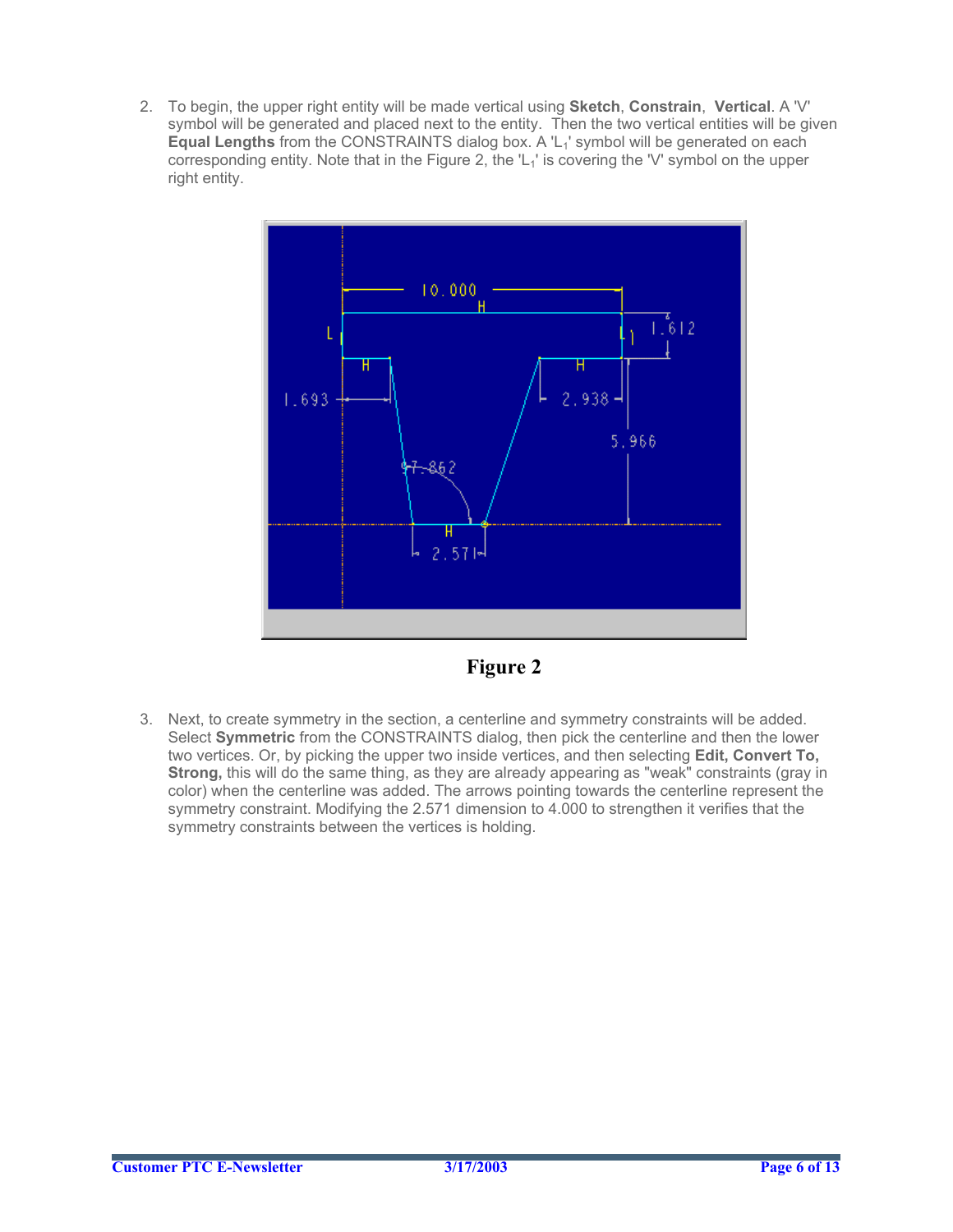2. To begin, the upper right entity will be made vertical using **Sketch**, **Constrain**, **Vertical**. A 'V' symbol will be generated and placed next to the entity. Then the two vertical entities will be given **Equal Lengths** from the CONSTRAINTS dialog box. A '$L_1$' symbol will be generated on each corresponding entity. Note that in the Figure 2, the '$L_1$' is covering the 'V' symbol on the upper right entity.

**Figure 2**

3. Next, to create symmetry in the section, a centerline and symmetry constraints will be added. Select **Symmetric** from the CONSTRAINTS dialog, then pick the centerline and then the lower two vertices. Or, by picking the upper two inside vertices, and then selecting **Edit, Convert To, Strong,** this will do the same thing, as they are already appearing as "weak" constraints (gray in color) when the centerline was added. The arrows pointing towards the centerline represent the symmetry constraint. Modifying the 2.571 dimension to 4.000 to strengthen it verifies that the symmetry constraints between the vertices is holding.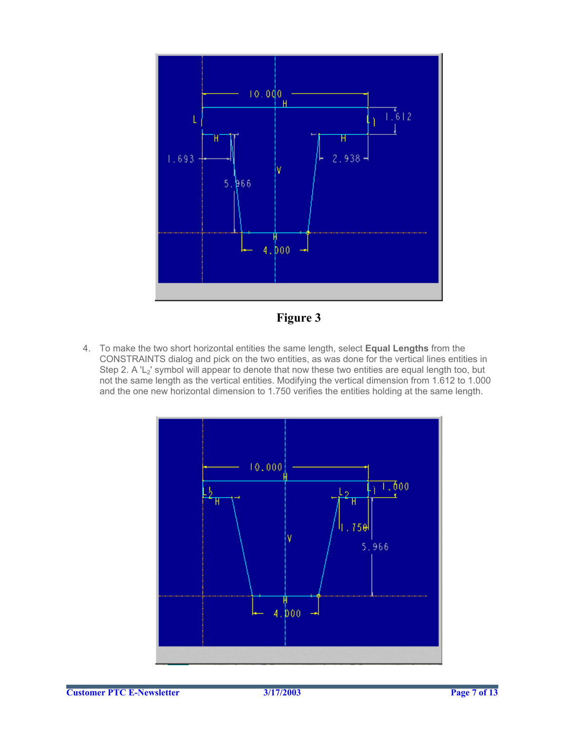**Figure 3**

4. To make the two short horizontal entities the same length, select **Equal Lengths** from the CONSTRAINTS dialog and pick on the two entities, as was done for the vertical lines entities in Step 2. A '$L_2$' symbol will appear to denote that now these two entities are equal length too, but not the same length as the vertical entities. Modifying the vertical dimension from 1.612 to 1.000 and the one new horizontal dimension to 1.750 verifies the entities holding at the same length.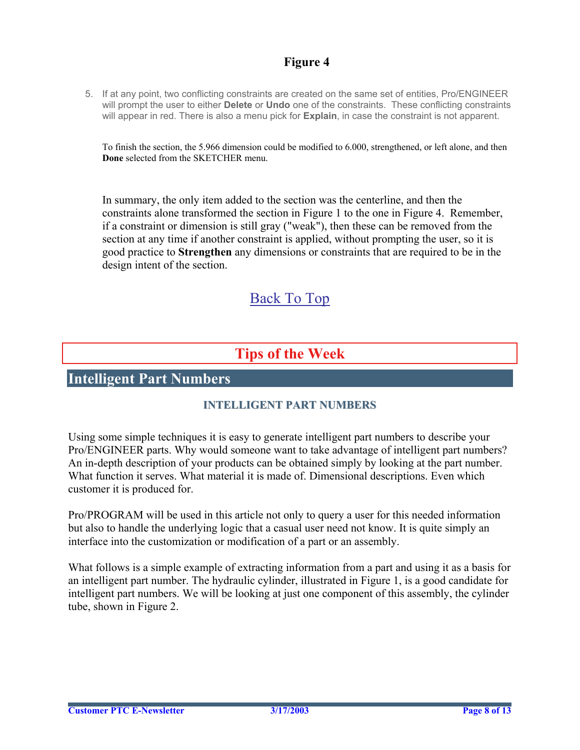**Figure 4**

5. If at any point, two conflicting constraints are created on the same set of entities, Pro/ENGINEER will prompt the user to either **Delete** or **Undo** one of the constraints. These conflicting constraints will appear in red. There is also a menu pick for **Explain**, in case the constraint is not apparent.

To finish the section, the 5.966 dimension could be modified to 6.000, strengthened, or left alone, and then **Done** selected from the SKETCHER menu.

In summary, the only item added to the section was the centerline, and then the constraints alone transformed the section in Figure 1 to the one in Figure 4. Remember, if a constraint or dimension is still gray ("weak"), then these can be removed from the section at any time if another constraint is applied, without prompting the user, so it is good practice to **Strengthen** any dimensions or constraints that are required to be in the design intent of the section.

Back To Top

# Tips of the Week

## Intelligent Part Numbers

### INTELLIGENT PART NUMBERS

Using some simple techniques it is easy to generate intelligent part numbers to describe your Pro/ENGINEER parts. Why would someone want to take advantage of intelligent part numbers? An in-depth description of your products can be obtained simply by looking at the part number. What function it serves. What material it is made of. Dimensional descriptions. Even which customer it is produced for.

Pro/PROGRAM will be used in this article not only to query a user for this needed information but also to handle the underlying logic that a casual user need not know. It is quite simply an interface into the customization or modification of a part or an assembly.

What follows is a simple example of extracting information from a part and using it as a basis for an intelligent part number. The hydraulic cylinder, illustrated in Figure 1, is a good candidate for intelligent part numbers. We will be looking at just one component of this assembly, the cylinder tube, shown in Figure 2.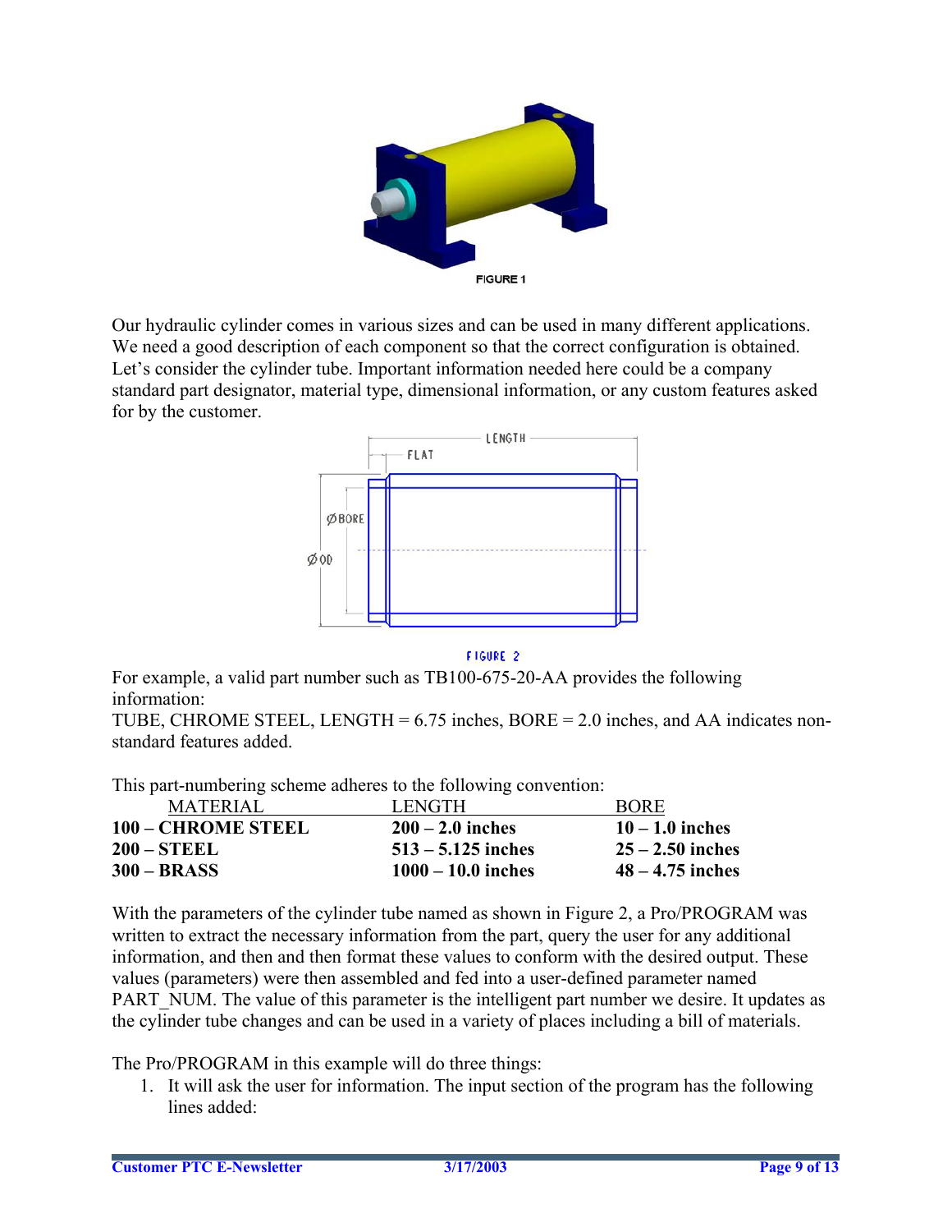FIGURE 1

Our hydraulic cylinder comes in various sizes and can be used in many different applications. We need a good description of each component so that the correct configuration is obtained. Let's consider the cylinder tube. Important information needed here could be a company standard part designator, material type, dimensional information, or any custom features asked for by the customer.

FIGURE 2

For example, a valid part number such as TB100-675-20-AA provides the following information:
TUBE, CHROME STEEL, LENGTH = 6.75 inches, BORE = 2.0 inches, and AA indicates non-standard features added.

This part-numbering scheme adheres to the following convention:

| MATERIAL | LENGTH | BORE |
|---|---|---|
| **100 – CHROME STEEL** | **200 – 2.0 inches** | **10 – 1.0 inches** |
| **200 – STEEL** | **513 – 5.125 inches** | **25 – 2.50 inches** |
| **300 – BRASS** | **1000 – 10.0 inches** | **48 – 4.75 inches** |

With the parameters of the cylinder tube named as shown in Figure 2, a Pro/PROGRAM was written to extract the necessary information from the part, query the user for any additional information, and then and then format these values to conform with the desired output. These values (parameters) were then assembled and fed into a user-defined parameter named PART_NUM. The value of this parameter is the intelligent part number we desire. It updates as the cylinder tube changes and can be used in a variety of places including a bill of materials.

The Pro/PROGRAM in this example will do three things:

1. It will ask the user for information. The input section of the program has the following lines added: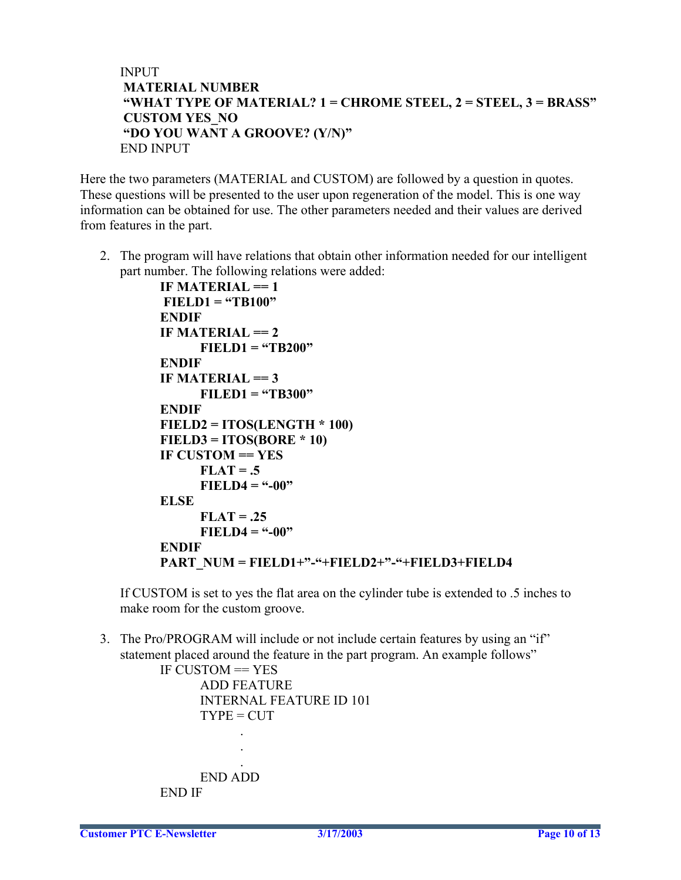```
INPUT
 MATERIAL NUMBER
 "WHAT TYPE OF MATERIAL? 1 = CHROME STEEL, 2 = STEEL, 3 = BRASS"
 CUSTOM YES_NO
 "DO YOU WANT A GROOVE? (Y/N)"
END INPUT
```

Here the two parameters (MATERIAL and CUSTOM) are followed by a question in quotes. These questions will be presented to the user upon regeneration of the model. This is one way information can be obtained for use. The other parameters needed and their values are derived from features in the part.

2. The program will have relations that obtain other information needed for our intelligent part number. The following relations were added:

```
IF MATERIAL == 1
 FIELD1 = "TB100"
ENDIF
IF MATERIAL == 2
      FIELD1 = "TB200"
ENDIF
IF MATERIAL == 3
      FILED1 = "TB300"
ENDIF
FIELD2 = ITOS(LENGTH * 100)
FIELD3 = ITOS(BORE * 10)
IF CUSTOM == YES
      FLAT = .5
      FIELD4 = "-00"
ELSE
      FLAT = .25
      FIELD4 = "-00"
ENDIF
PART_NUM = FIELD1+"-"+FIELD2+"-"+FIELD3+FIELD4
```

If CUSTOM is set to yes the flat area on the cylinder tube is extended to .5 inches to make room for the custom groove.

3. The Pro/PROGRAM will include or not include certain features by using an "if" statement placed around the feature in the part program. An example follows"

```
IF CUSTOM == YES
      ADD FEATURE
      INTERNAL FEATURE ID 101
      TYPE = CUT
            .
            .
            .
      END ADD
END IF
```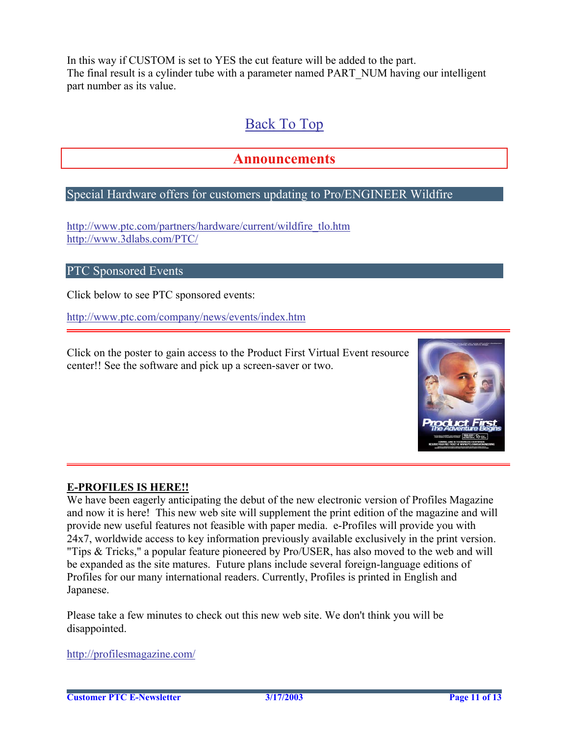In this way if CUSTOM is set to YES the cut feature will be added to the part.
The final result is a cylinder tube with a parameter named PART_NUM having our intelligent part number as its value.

Back To Top

# Announcements

## Special Hardware offers for customers updating to Pro/ENGINEER Wildfire

http://www.ptc.com/partners/hardware/current/wildfire_tlo.htm
http://www.3dlabs.com/PTC/

## PTC Sponsored Events

Click below to see PTC sponsored events:

http://www.ptc.com/company/news/events/index.htm

---

Click on the poster to gain access to the Product First Virtual Event resource center!! See the software and pick up a screen-saver or two.

---

**E-PROFILES IS HERE!!**

We have been eagerly anticipating the debut of the new electronic version of Profiles Magazine and now it is here! This new web site will supplement the print edition of the magazine and will provide new useful features not feasible with paper media. e-Profiles will provide you with 24x7, worldwide access to key information previously available exclusively in the print version. "Tips & Tricks," a popular feature pioneered by Pro/USER, has also moved to the web and will be expanded as the site matures. Future plans include several foreign-language editions of Profiles for our many international readers. Currently, Profiles is printed in English and Japanese.

Please take a few minutes to check out this new web site. We don't think you will be disappointed.

http://profilesmagazine.com/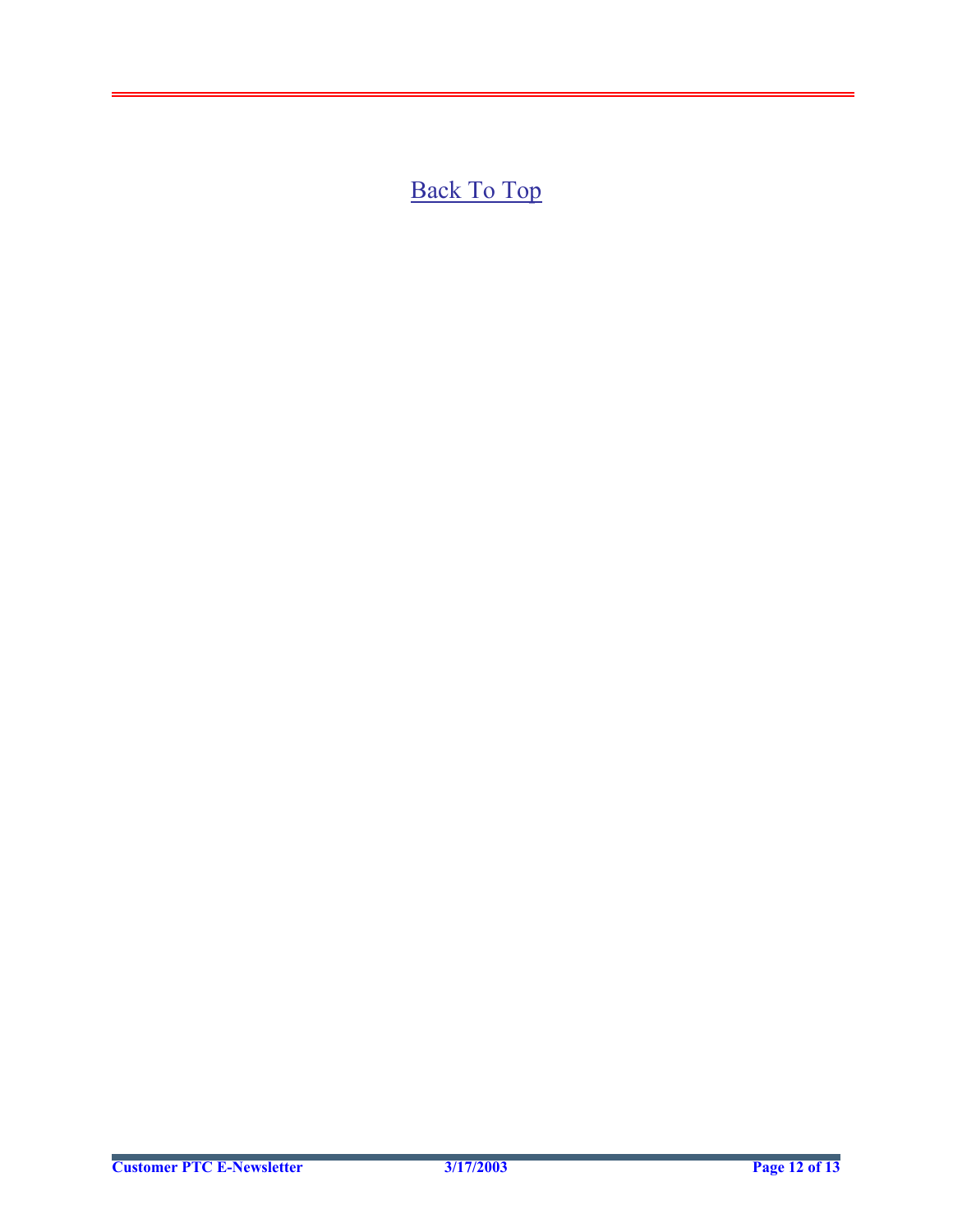---

Back To Top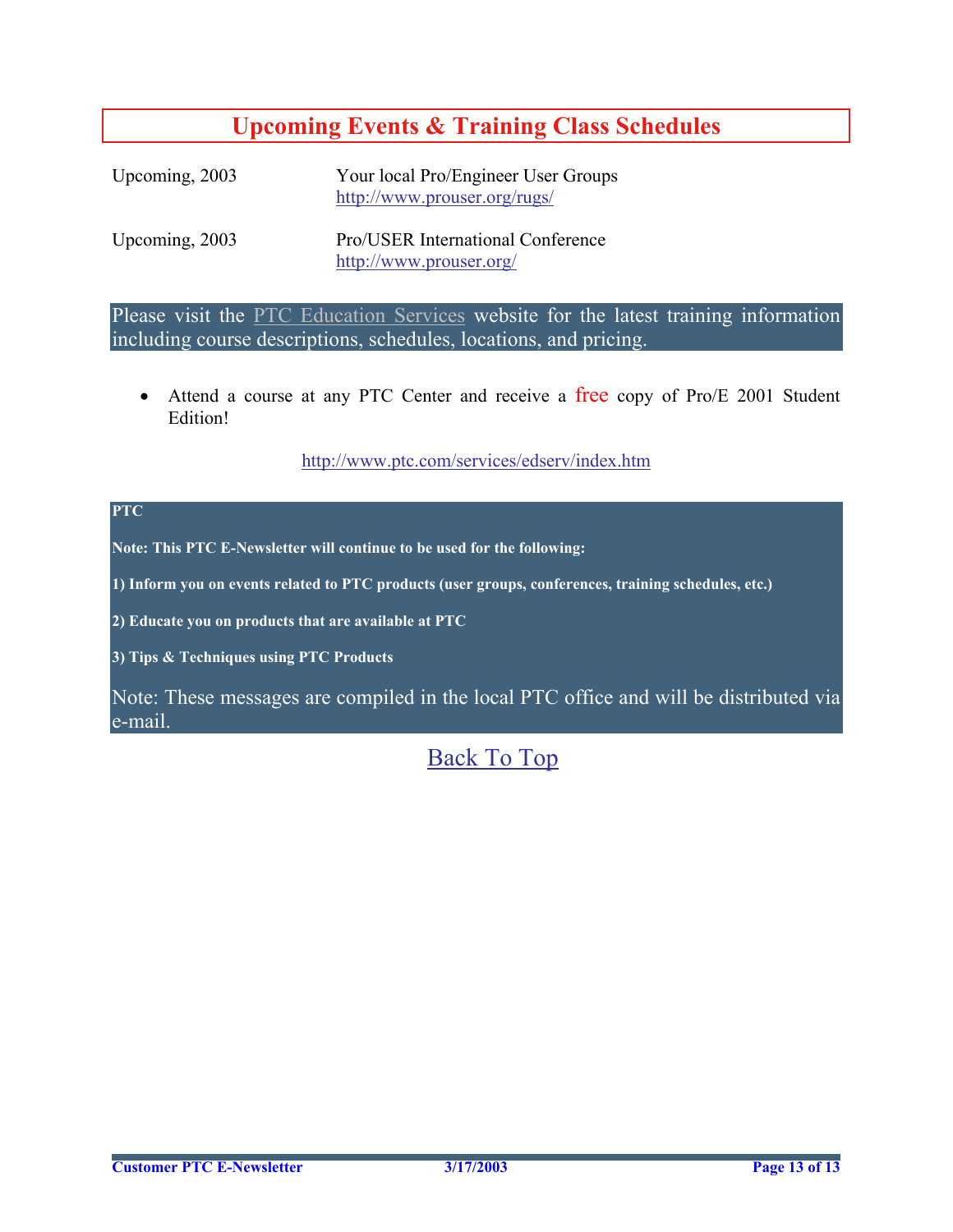## Upcoming Events & Training Class Schedules

| | |
|---|---|
| Upcoming, 2003 | Your local Pro/Engineer User Groups<br>http://www.prouser.org/rugs/ |
| Upcoming, 2003 | Pro/USER International Conference<br>http://www.prouser.org/ |

Please visit the PTC Education Services website for the latest training information including course descriptions, schedules, locations, and pricing.

- Attend a course at any PTC Center and receive a free copy of Pro/E 2001 Student Edition!

http://www.ptc.com/services/edserv/index.htm

**PTC**

**Note: This PTC E-Newsletter will continue to be used for the following:**

**1) Inform you on events related to PTC products (user groups, conferences, training schedules, etc.)**

**2) Educate you on products that are available at PTC**

**3) Tips & Techniques using PTC Products**

Note: These messages are compiled in the local PTC office and will be distributed via e-mail.

Back To Top